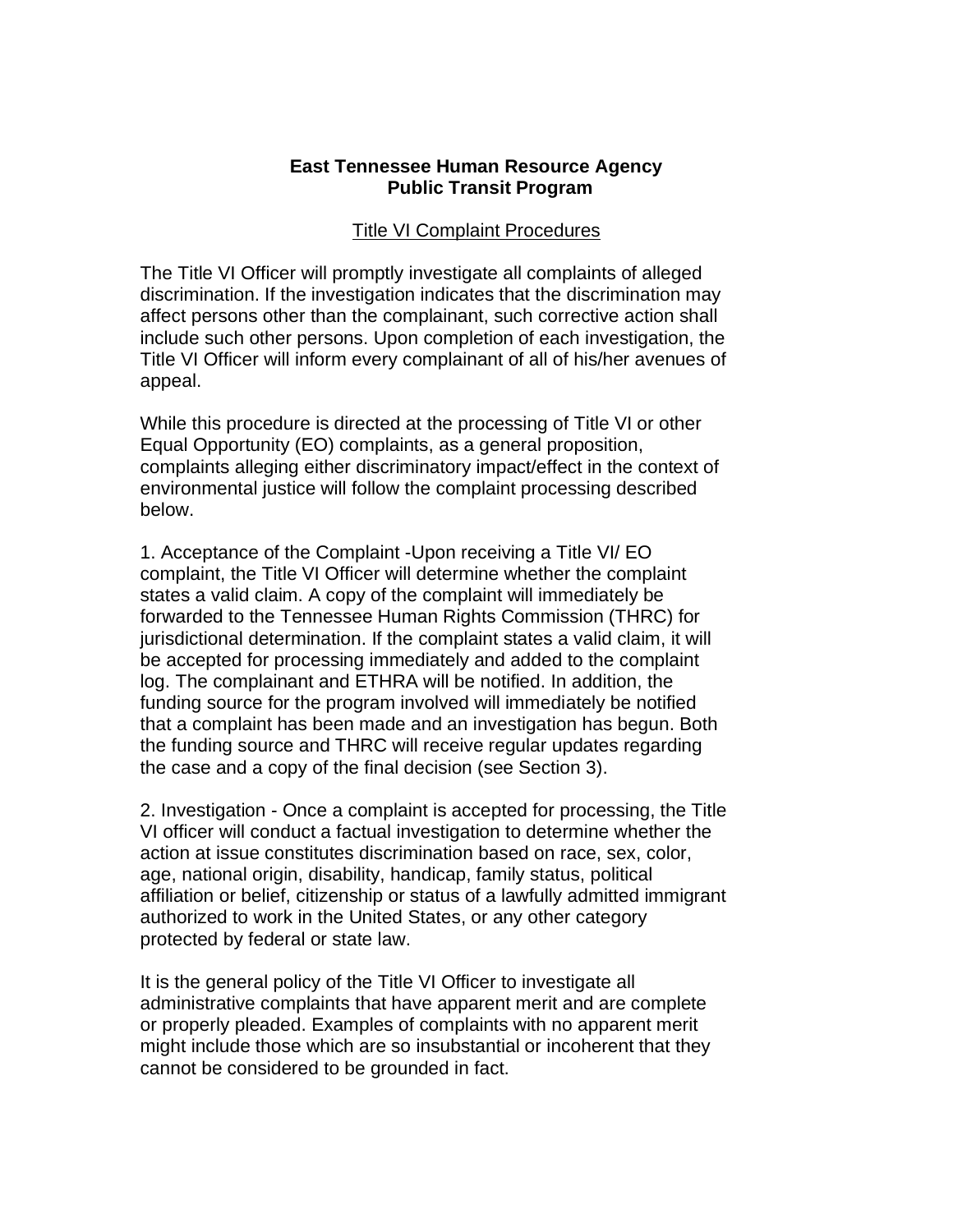**East Tennessee Human Resource Agency**
**Public Transit Program**

Title VI Complaint Procedures

The Title VI Officer will promptly investigate all complaints of alleged discrimination. If the investigation indicates that the discrimination may affect persons other than the complainant, such corrective action shall include such other persons. Upon completion of each investigation, the Title VI Officer will inform every complainant of all of his/her avenues of appeal.

While this procedure is directed at the processing of Title VI or other Equal Opportunity (EO) complaints, as a general proposition, complaints alleging either discriminatory impact/effect in the context of environmental justice will follow the complaint processing described below.

1. Acceptance of the Complaint -Upon receiving a Title VI/ EO complaint, the Title VI Officer will determine whether the complaint states a valid claim. A copy of the complaint will immediately be forwarded to the Tennessee Human Rights Commission (THRC) for jurisdictional determination. If the complaint states a valid claim, it will be accepted for processing immediately and added to the complaint log. The complainant and ETHRA will be notified. In addition, the funding source for the program involved will immediately be notified that a complaint has been made and an investigation has begun. Both the funding source and THRC will receive regular updates regarding the case and a copy of the final decision (see Section 3).

2. Investigation - Once a complaint is accepted for processing, the Title VI officer will conduct a factual investigation to determine whether the action at issue constitutes discrimination based on race, sex, color, age, national origin, disability, handicap, family status, political affiliation or belief, citizenship or status of a lawfully admitted immigrant authorized to work in the United States, or any other category protected by federal or state law.

It is the general policy of the Title VI Officer to investigate all administrative complaints that have apparent merit and are complete or properly pleaded. Examples of complaints with no apparent merit might include those which are so insubstantial or incoherent that they cannot be considered to be grounded in fact.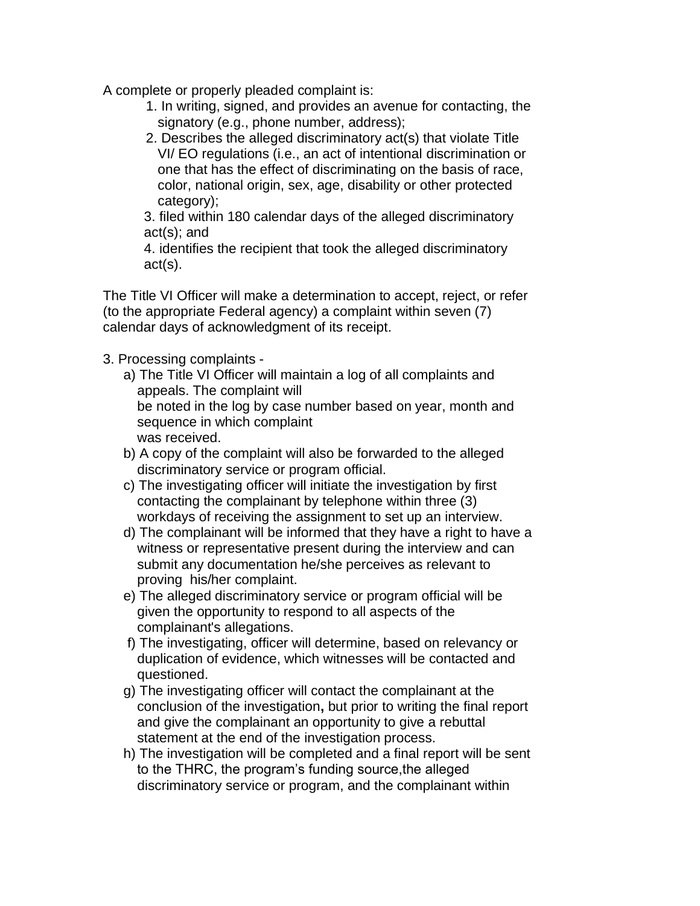A complete or properly pleaded complaint is:

1. In writing, signed, and provides an avenue for contacting, the signatory (e.g., phone number, address);
2. Describes the alleged discriminatory act(s) that violate Title VI/ EO regulations (i.e., an act of intentional discrimination or one that has the effect of discriminating on the basis of race, color, national origin, sex, age, disability or other protected category);
3. filed within 180 calendar days of the alleged discriminatory act(s); and
4. identifies the recipient that took the alleged discriminatory act(s).

The Title VI Officer will make a determination to accept, reject, or refer (to the appropriate Federal agency) a complaint within seven (7) calendar days of acknowledgment of its receipt.

3. Processing complaints -

a) The Title VI Officer will maintain a log of all complaints and appeals. The complaint will be noted in the log by case number based on year, month and sequence in which complaint was received.

b) A copy of the complaint will also be forwarded to the alleged discriminatory service or program official.

c) The investigating officer will initiate the investigation by first contacting the complainant by telephone within three (3) workdays of receiving the assignment to set up an interview.

d) The complainant will be informed that they have a right to have a witness or representative present during the interview and can submit any documentation he/she perceives as relevant to proving his/her complaint.

e) The alleged discriminatory service or program official will be given the opportunity to respond to all aspects of the complainant's allegations.

f) The investigating, officer will determine, based on relevancy or duplication of evidence, which witnesses will be contacted and questioned.

g) The investigating officer will contact the complainant at the conclusion of the investigation**,** but prior to writing the final report and give the complainant an opportunity to give a rebuttal statement at the end of the investigation process.

h) The investigation will be completed and a final report will be sent to the THRC, the program's funding source,the alleged discriminatory service or program, and the complainant within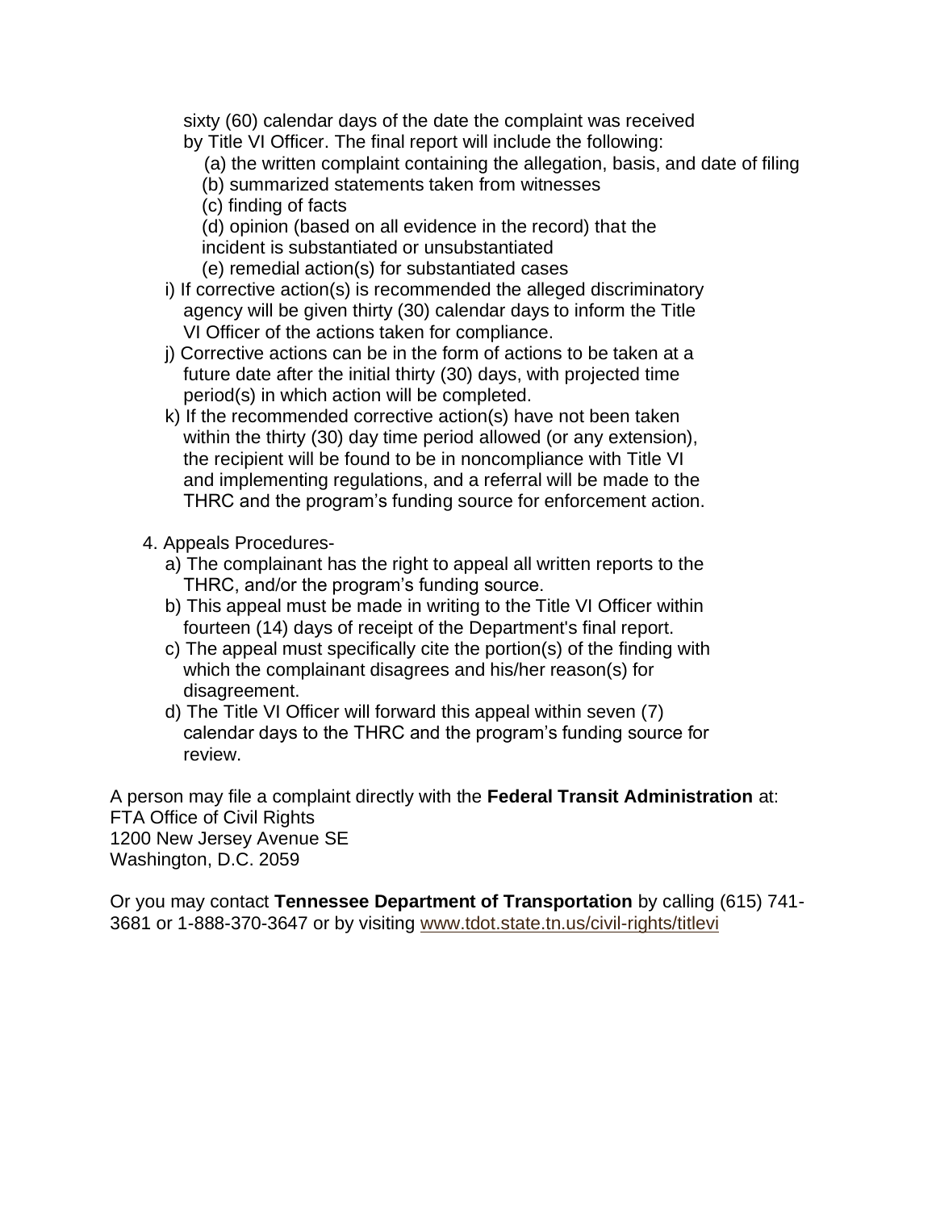sixty (60) calendar days of the date the complaint was received by Title VI Officer. The final report will include the following:

(a) the written complaint containing the allegation, basis, and date of filing
(b) summarized statements taken from witnesses
(c) finding of facts
(d) opinion (based on all evidence in the record) that the incident is substantiated or unsubstantiated
(e) remedial action(s) for substantiated cases

i) If corrective action(s) is recommended the alleged discriminatory agency will be given thirty (30) calendar days to inform the Title VI Officer of the actions taken for compliance.

j) Corrective actions can be in the form of actions to be taken at a future date after the initial thirty (30) days, with projected time period(s) in which action will be completed.

k) If the recommended corrective action(s) have not been taken within the thirty (30) day time period allowed (or any extension), the recipient will be found to be in noncompliance with Title VI and implementing regulations, and a referral will be made to the THRC and the program's funding source for enforcement action.

4. Appeals Procedures-

a) The complainant has the right to appeal all written reports to the THRC, and/or the program's funding source.

b) This appeal must be made in writing to the Title VI Officer within fourteen (14) days of receipt of the Department's final report.

c) The appeal must specifically cite the portion(s) of the finding with which the complainant disagrees and his/her reason(s) for disagreement.

d) The Title VI Officer will forward this appeal within seven (7) calendar days to the THRC and the program's funding source for review.

A person may file a complaint directly with the **Federal Transit Administration** at:
FTA Office of Civil Rights
1200 New Jersey Avenue SE
Washington, D.C. 2059

Or you may contact **Tennessee Department of Transportation** by calling (615) 741-3681 or 1-888-370-3647 or by visiting www.tdot.state.tn.us/civil-rights/titlevi